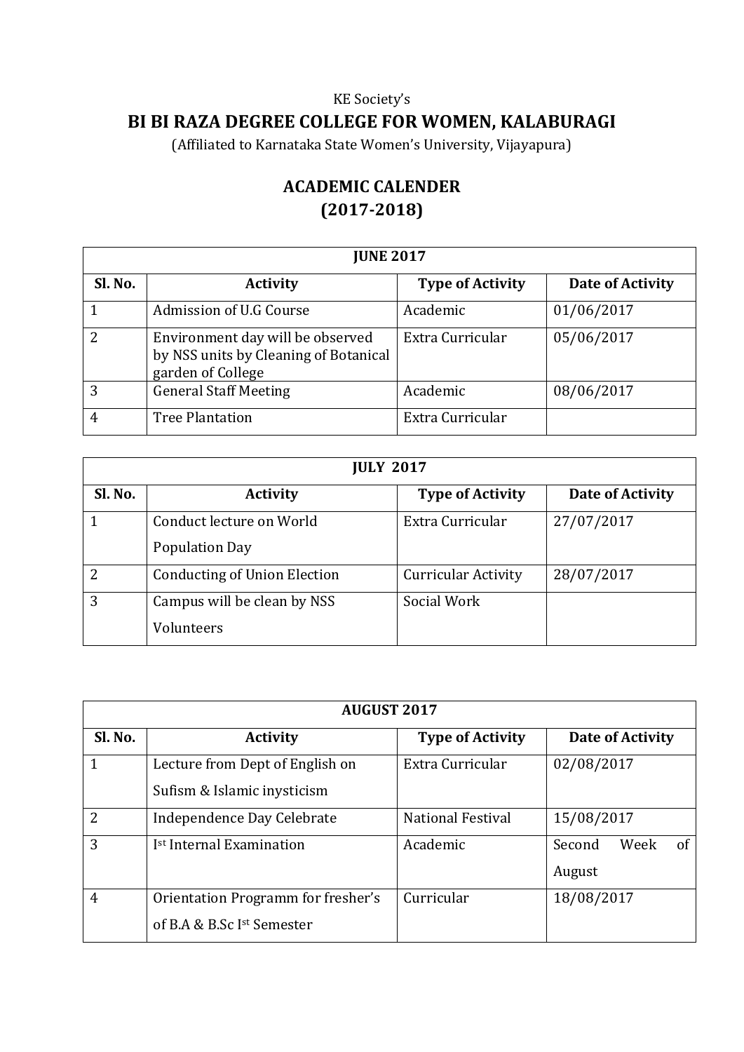KE Society's

# BI BI RAZA DEGREE COLLEGE FOR WOMEN, KALABURAGI

(Affiliated to Karnataka State Women's University, Vijayapura)

## ACADEMIC CALENDER
## (2017-2018)

| JUNE 2017 | | | |
|---|---|---|---|
| **Sl. No.** | **Activity** | **Type of Activity** | **Date of Activity** |
| 1 | Admission of U.G Course | Academic | 01/06/2017 |
| 2 | Environment day will be observed by NSS units by Cleaning of Botanical garden of College | Extra Curricular | 05/06/2017 |
| 3 | General Staff Meeting | Academic | 08/06/2017 |
| 4 | Tree Plantation | Extra Curricular | |

| JULY 2017 | | | |
|---|---|---|---|
| **Sl. No.** | **Activity** | **Type of Activity** | **Date of Activity** |
| 1 | Conduct lecture on World Population Day | Extra Curricular | 27/07/2017 |
| 2 | Conducting of Union Election | Curricular Activity | 28/07/2017 |
| 3 | Campus will be clean by NSS Volunteers | Social Work | |

| AUGUST 2017 | | | |
|---|---|---|---|
| **Sl. No.** | **Activity** | **Type of Activity** | **Date of Activity** |
| 1 | Lecture from Dept of English on Sufism & Islamic inysticism | Extra Curricular | 02/08/2017 |
| 2 | Independence Day Celebrate | National Festival | 15/08/2017 |
| 3 | Ist Internal Examination | Academic | Second Week of August |
| 4 | Orientation Programm for fresher's of B.A & B.Sc Ist Semester | Curricular | 18/08/2017 |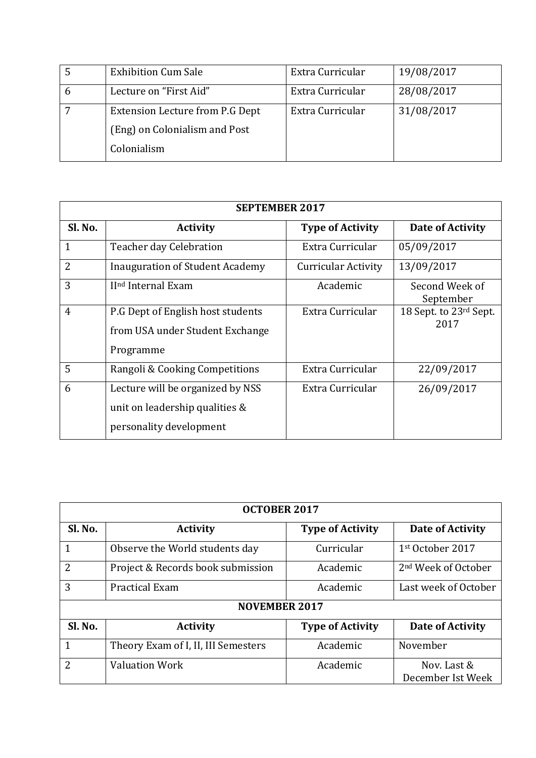| 5 | Exhibition Cum Sale | Extra Curricular | 19/08/2017 |
|---|---|---|---|
| 6 | Lecture on “First Aid” | Extra Curricular | 28/08/2017 |
| 7 | Extension Lecture from P.G Dept (Eng) on Colonialism and Post Colonialism | Extra Curricular | 31/08/2017 |

| **SEPTEMBER 2017** | | | |
|---|---|---|---|
| **Sl. No.** | **Activity** | **Type of Activity** | **Date of Activity** |
| 1 | Teacher day Celebration | Extra Curricular | 05/09/2017 |
| 2 | Inauguration of Student Academy | Curricular Activity | 13/09/2017 |
| 3 | IInd Internal Exam | Academic | Second Week of September |
| 4 | P.G Dept of English host students from USA under Student Exchange Programme | Extra Curricular | 18 Sept. to 23rd Sept. 2017 |
| 5 | Rangoli & Cooking Competitions | Extra Curricular | 22/09/2017 |
| 6 | Lecture will be organized by NSS unit on leadership qualities & personality development | Extra Curricular | 26/09/2017 |

| **OCTOBER 2017** | | | |
|---|---|---|---|
| **Sl. No.** | **Activity** | **Type of Activity** | **Date of Activity** |
| 1 | Observe the World students day | Curricular | 1st October 2017 |
| 2 | Project & Records book submission | Academic | 2nd Week of October |
| 3 | Practical Exam | Academic | Last week of October |
| **NOVEMBER 2017** | | | |
| **Sl. No.** | **Activity** | **Type of Activity** | **Date of Activity** |
| 1 | Theory Exam of I, II, III Semesters | Academic | November |
| 2 | Valuation Work | Academic | Nov. Last & December Ist Week |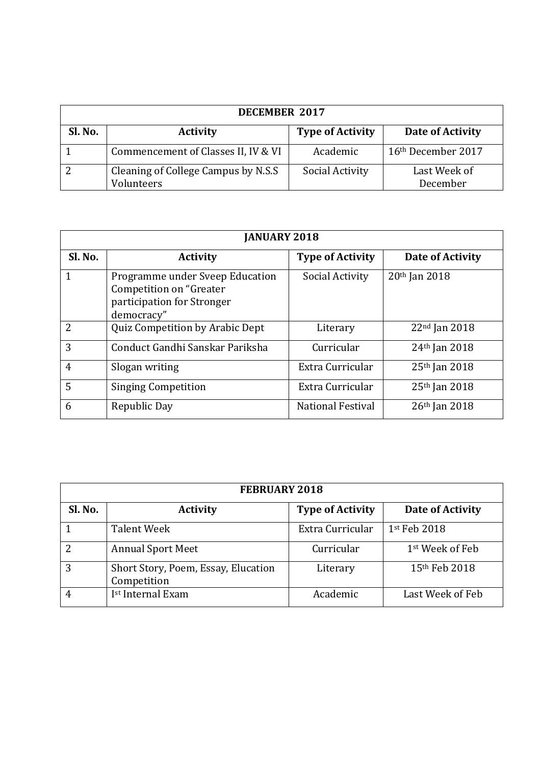| DECEMBER 2017 | | | |
|---|---|---|---|
| **Sl. No.** | **Activity** | **Type of Activity** | **Date of Activity** |
| 1 | Commencement of Classes II, IV & VI | Academic | 16th December 2017 |
| 2 | Cleaning of College Campus by N.S.S Volunteers | Social Activity | Last Week of December |

| JANUARY 2018 | | | |
|---|---|---|---|
| **Sl. No.** | **Activity** | **Type of Activity** | **Date of Activity** |
| 1 | Programme under Sveep Education Competition on "Greater participation for Stronger democracy" | Social Activity | 20th Jan 2018 |
| 2 | Quiz Competition by Arabic Dept | Literary | 22nd Jan 2018 |
| 3 | Conduct Gandhi Sanskar Pariksha | Curricular | 24th Jan 2018 |
| 4 | Slogan writing | Extra Curricular | 25th Jan 2018 |
| 5 | Singing Competition | Extra Curricular | 25th Jan 2018 |
| 6 | Republic Day | National Festival | 26th Jan 2018 |

| FEBRUARY 2018 | | | |
|---|---|---|---|
| **Sl. No.** | **Activity** | **Type of Activity** | **Date of Activity** |
| 1 | Talent Week | Extra Curricular | 1st Feb 2018 |
| 2 | Annual Sport Meet | Curricular | 1st Week of Feb |
| 3 | Short Story, Poem, Essay, Elucation Competition | Literary | 15th Feb 2018 |
| 4 | Ist Internal Exam | Academic | Last Week of Feb |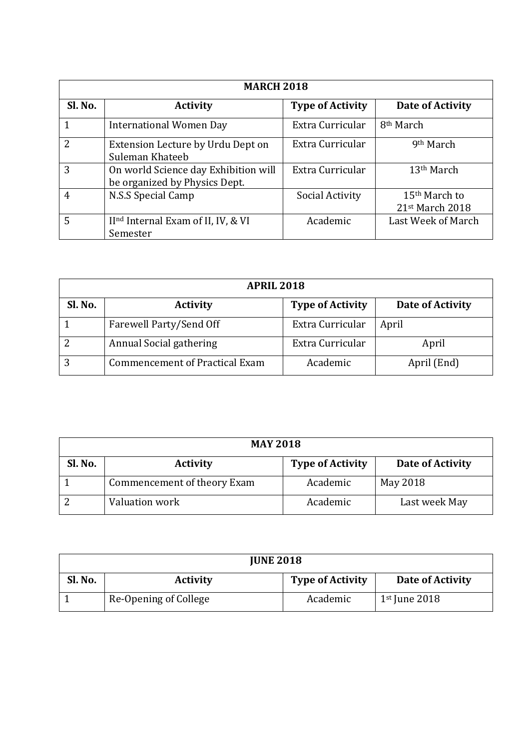| MARCH 2018 | | | |
|---|---|---|---|
| **Sl. No.** | **Activity** | **Type of Activity** | **Date of Activity** |
| 1 | International Women Day | Extra Curricular | 8th March |
| 2 | Extension Lecture by Urdu Dept on Suleman Khateeb | Extra Curricular | 9th March |
| 3 | On world Science day Exhibition will be organized by Physics Dept. | Extra Curricular | 13th March |
| 4 | N.S.S Special Camp | Social Activity | 15th March to 21st March 2018 |
| 5 | IInd Internal Exam of II, IV, & VI Semester | Academic | Last Week of March |

| APRIL 2018 | | | |
|---|---|---|---|
| **Sl. No.** | **Activity** | **Type of Activity** | **Date of Activity** |
| 1 | Farewell Party/Send Off | Extra Curricular | April |
| 2 | Annual Social gathering | Extra Curricular | April |
| 3 | Commencement of Practical Exam | Academic | April (End) |

| MAY 2018 | | | |
|---|---|---|---|
| **Sl. No.** | **Activity** | **Type of Activity** | **Date of Activity** |
| 1 | Commencement of theory Exam | Academic | May 2018 |
| 2 | Valuation work | Academic | Last week May |

| JUNE 2018 | | | |
|---|---|---|---|
| **Sl. No.** | **Activity** | **Type of Activity** | **Date of Activity** |
| 1 | Re-Opening of College | Academic | 1st June 2018 |